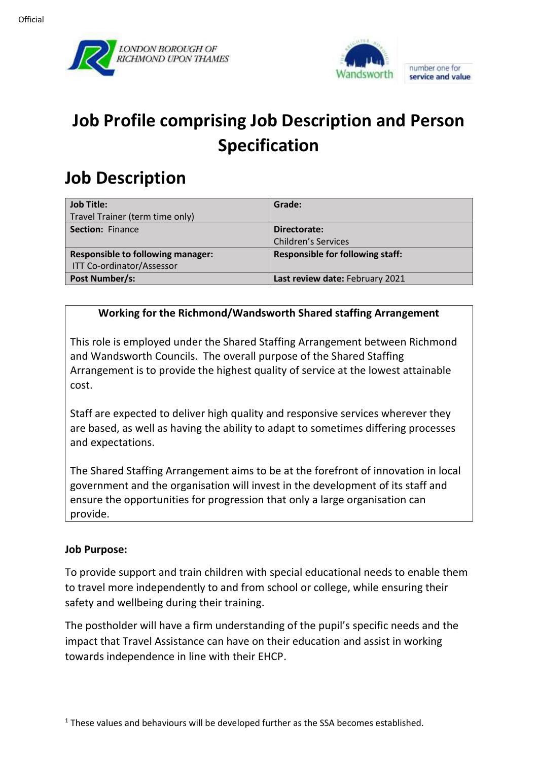Official

# Job Profile comprising Job Description and Person Specification

## Job Description

| **Job Title:** Travel Trainer (term time only) | **Grade:** |
|---|---|
| **Section:** Finance | **Directorate:** Children's Services |
| **Responsible to following manager:** ITT Co-ordinator/Assessor | **Responsible for following staff:** |
| **Post Number/s:** | **Last review date:** February 2021 |

**Working for the Richmond/Wandsworth Shared staffing Arrangement**

This role is employed under the Shared Staffing Arrangement between Richmond and Wandsworth Councils. The overall purpose of the Shared Staffing Arrangement is to provide the highest quality of service at the lowest attainable cost.

Staff are expected to deliver high quality and responsive services wherever they are based, as well as having the ability to adapt to sometimes differing processes and expectations.

The Shared Staffing Arrangement aims to be at the forefront of innovation in local government and the organisation will invest in the development of its staff and ensure the opportunities for progression that only a large organisation can provide.

**Job Purpose:**

To provide support and train children with special educational needs to enable them to travel more independently to and from school or college, while ensuring their safety and wellbeing during their training.

The postholder will have a firm understanding of the pupil's specific needs and the impact that Travel Assistance can have on their education and assist in working towards independence in line with their EHCP.

[1] These values and behaviours will be developed further as the SSA becomes established.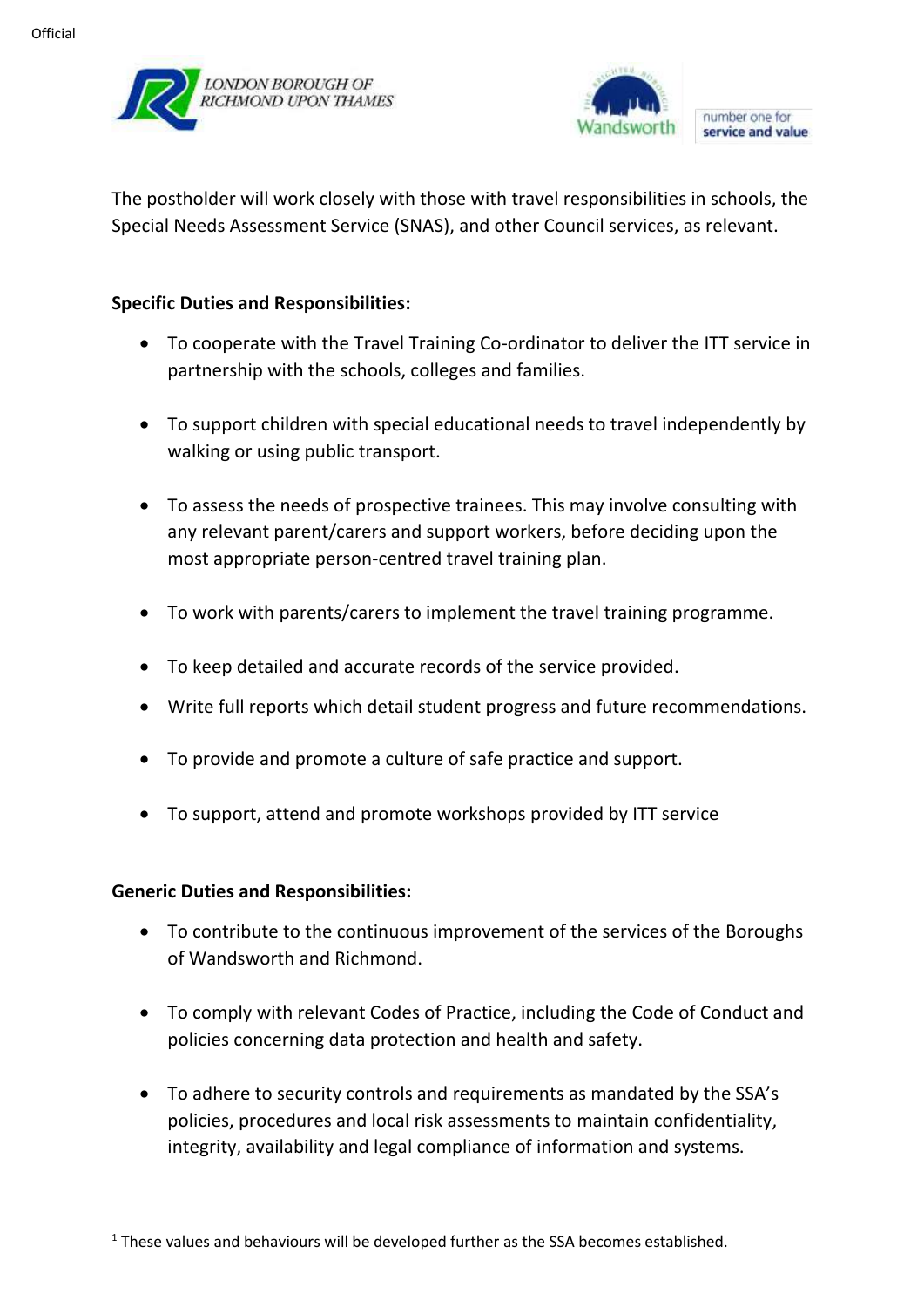The postholder will work closely with those with travel responsibilities in schools, the Special Needs Assessment Service (SNAS), and other Council services, as relevant.

**Specific Duties and Responsibilities:**

- To cooperate with the Travel Training Co-ordinator to deliver the ITT service in partnership with the schools, colleges and families.
- To support children with special educational needs to travel independently by walking or using public transport.
- To assess the needs of prospective trainees. This may involve consulting with any relevant parent/carers and support workers, before deciding upon the most appropriate person-centred travel training plan.
- To work with parents/carers to implement the travel training programme.
- To keep detailed and accurate records of the service provided.
- Write full reports which detail student progress and future recommendations.
- To provide and promote a culture of safe practice and support.
- To support, attend and promote workshops provided by ITT service

**Generic Duties and Responsibilities:**

- To contribute to the continuous improvement of the services of the Boroughs of Wandsworth and Richmond.
- To comply with relevant Codes of Practice, including the Code of Conduct and policies concerning data protection and health and safety.
- To adhere to security controls and requirements as mandated by the SSA's policies, procedures and local risk assessments to maintain confidentiality, integrity, availability and legal compliance of information and systems.

[1] These values and behaviours will be developed further as the SSA becomes established.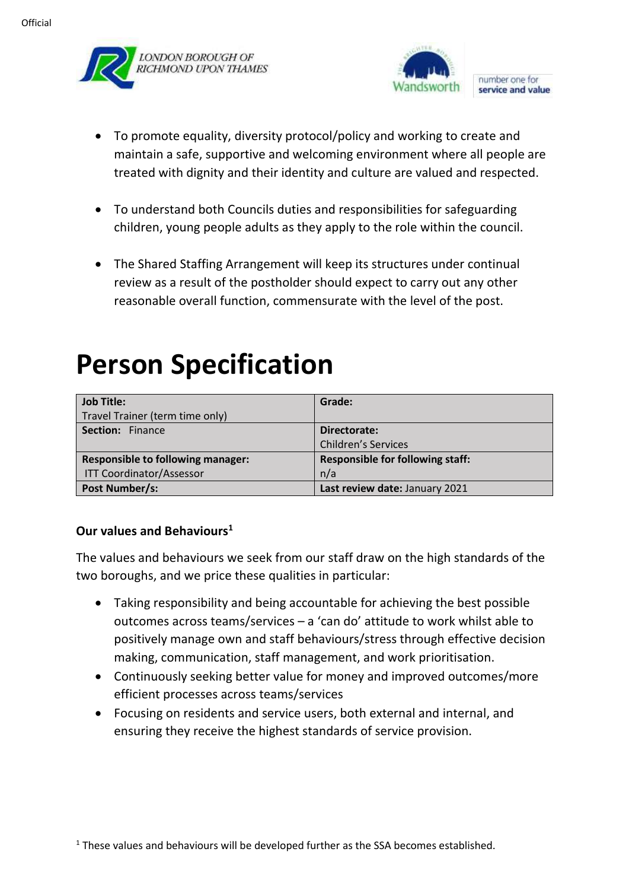- To promote equality, diversity protocol/policy and working to create and maintain a safe, supportive and welcoming environment where all people are treated with dignity and their identity and culture are valued and respected.

- To understand both Councils duties and responsibilities for safeguarding children, young people adults as they apply to the role within the council.

- The Shared Staffing Arrangement will keep its structures under continual review as a result of the postholder should expect to carry out any other reasonable overall function, commensurate with the level of the post.

# Person Specification

| **Job Title:** Travel Trainer (term time only) | **Grade:** |
|---|---|
| **Section:** Finance | **Directorate:** Children's Services |
| **Responsible to following manager:** ITT Coordinator/Assessor | **Responsible for following staff:** n/a |
| **Post Number/s:** | **Last review date:** January 2021 |

**Our values and Behaviours[1]**

The values and behaviours we seek from our staff draw on the high standards of the two boroughs, and we price these qualities in particular:

- Taking responsibility and being accountable for achieving the best possible outcomes across teams/services – a 'can do' attitude to work whilst able to positively manage own and staff behaviours/stress through effective decision making, communication, staff management, and work prioritisation.
- Continuously seeking better value for money and improved outcomes/more efficient processes across teams/services
- Focusing on residents and service users, both external and internal, and ensuring they receive the highest standards of service provision.

[1] These values and behaviours will be developed further as the SSA becomes established.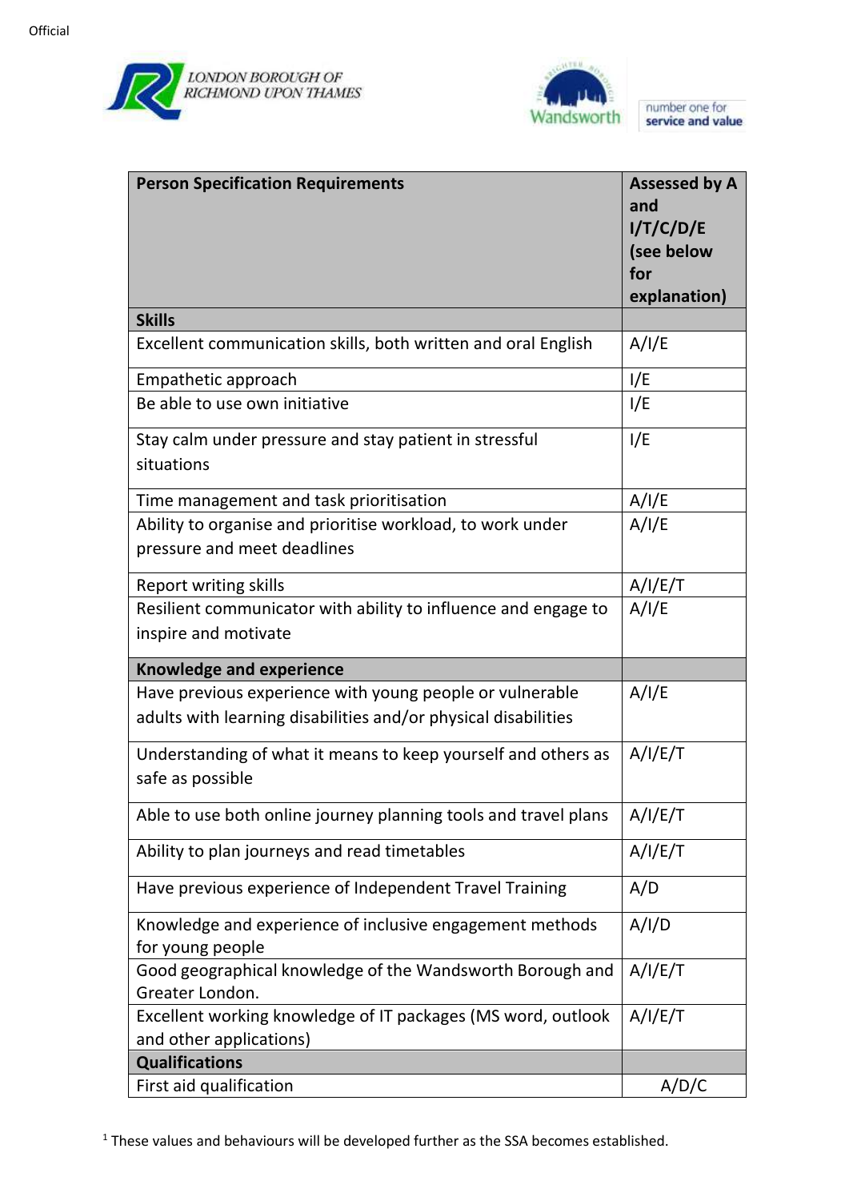| Person Specification Requirements | Assessed by A and I/T/C/D/E (see below for explanation) |
|---|---|
| **Skills** | |
| Excellent communication skills, both written and oral English | A/I/E |
| Empathetic approach | I/E |
| Be able to use own initiative | I/E |
| Stay calm under pressure and stay patient in stressful situations | I/E |
| Time management and task prioritisation | A/I/E |
| Ability to organise and prioritise workload, to work under pressure and meet deadlines | A/I/E |
| Report writing skills | A/I/E/T |
| Resilient communicator with ability to influence and engage to inspire and motivate | A/I/E |
| **Knowledge and experience** | |
| Have previous experience with young people or vulnerable adults with learning disabilities and/or physical disabilities | A/I/E |
| Understanding of what it means to keep yourself and others as safe as possible | A/I/E/T |
| Able to use both online journey planning tools and travel plans | A/I/E/T |
| Ability to plan journeys and read timetables | A/I/E/T |
| Have previous experience of Independent Travel Training | A/D |
| Knowledge and experience of inclusive engagement methods for young people | A/I/D |
| Good geographical knowledge of the Wandsworth Borough and Greater London. | A/I/E/T |
| Excellent working knowledge of IT packages (MS word, outlook and other applications) | A/I/E/T |
| **Qualifications** | |
| First aid qualification | A/D/C |

[1] These values and behaviours will be developed further as the SSA becomes established.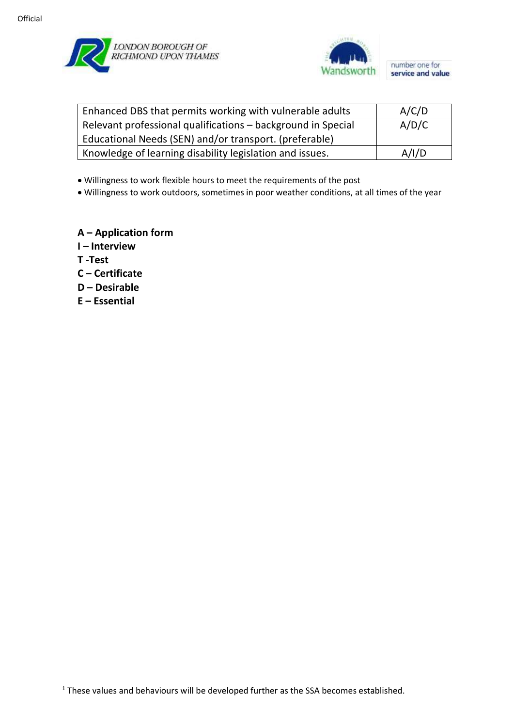| | |
|---|---|
| Enhanced DBS that permits working with vulnerable adults | A/C/D |
| Relevant professional qualifications – background in Special Educational Needs (SEN) and/or transport. (preferable) | A/D/C |
| Knowledge of learning disability legislation and issues. | A/I/D |

- Willingness to work flexible hours to meet the requirements of the post
- Willingness to work outdoors, sometimes in poor weather conditions, at all times of the year

**A – Application form**
**I – Interview**
**T -Test**
**C – Certificate**
**D – Desirable**
**E – Essential**

[1] These values and behaviours will be developed further as the SSA becomes established.